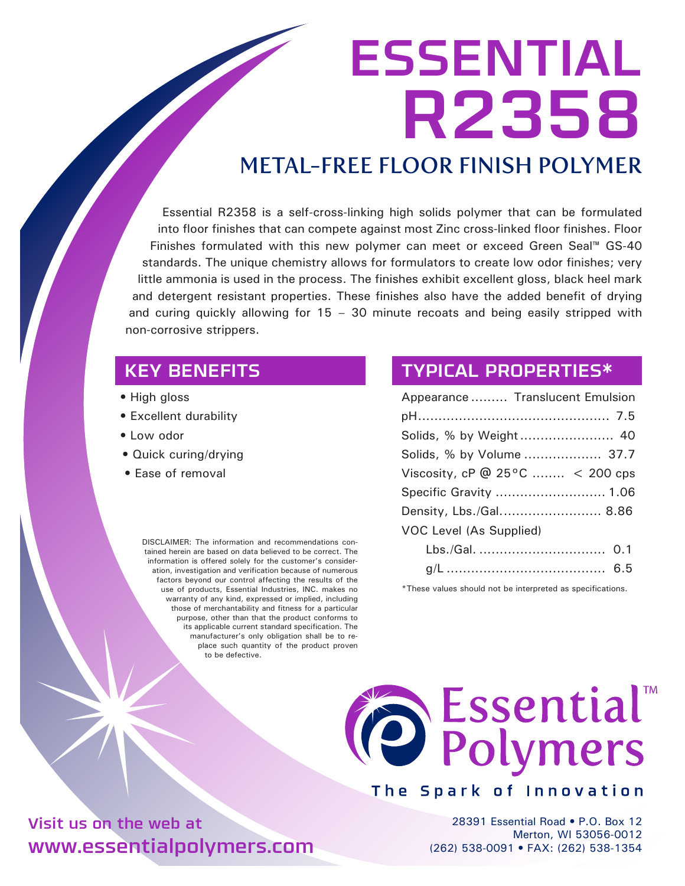# ESSENTIAL R2358

## METAL-FREE FLOOR FINISH POLYMER

Essential R2358 is a self-cross-linking high solids polymer that can be formulated into floor finishes that can compete against most Zinc cross-linked floor finishes. Floor Finishes formulated with this new polymer can meet or exceed Green Seal™ GS-40 standards. The unique chemistry allows for formulators to create low odor finishes; very little ammonia is used in the process. The finishes exhibit excellent gloss, black heel mark and detergent resistant properties. These finishes also have the added benefit of drying and curing quickly allowing for 15 – 30 minute recoats and being easily stripped with non-corrosive strippers.

## KEY BENEFITS

- High gloss
- Excellent durability
- Low odor
- Quick curing/drying
- Ease of removal

DISCLAIMER: The information and recommendations contained herein are based on data believed to be correct. The information is offered solely for the customer's consideration, investigation and verification because of numerous factors beyond our control affecting the results of the use of products, Essential Industries, INC. makes no warranty of any kind, expressed or implied, including those of merchantability and fitness for a particular purpose, other than that the product conforms to its applicable current standard specification. The manufacturer's only obligation shall be to replace such quantity of the product proven to be defective.

## TYPICAL PROPERTIES*

| Property | Value |
| --- | --- |
| Appearance | Translucent Emulsion |
| pH | 7.5 |
| Solids, % by Weight | 40 |
| Solids, % by Volume | 37.7 |
| Viscosity, cP @ 25°C | < 200 cps |
| Specific Gravity | 1.06 |
| Density, Lbs./Gal. | 8.86 |
| VOC Level (As Supplied) | |
| Lbs./Gal. | 0.1 |
| g/L | 6.5 |

*These values should not be interpreted as specifications.

Essential™ Polymers

The Spark of Innovation

Visit us on the web at
www.essentialpolymers.com

28391 Essential Road • P.O. Box 12
Merton, WI 53056-0012
(262) 538-0091 • FAX: (262) 538-1354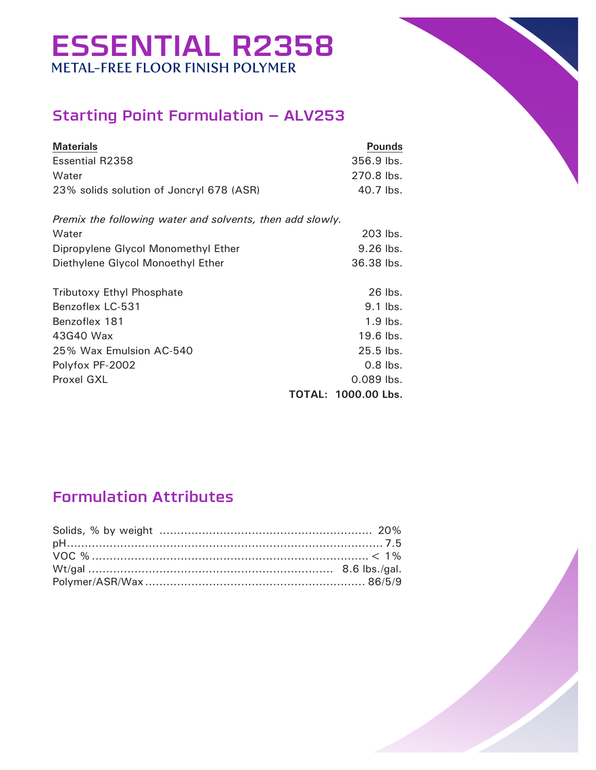# ESSENTIAL R2358

## METAL-FREE FLOOR FINISH POLYMER

## Starting Point Formulation – ALV253

| Materials | Pounds |
|---|---|
| Essential R2358 | 356.9 lbs. |
| Water | 270.8 lbs. |
| 23% solids solution of Joncryl 678 (ASR) | 40.7 lbs. |
| *Premix the following water and solvents, then add slowly.* | |
| Water | 203 lbs. |
| Dipropylene Glycol Monomethyl Ether | 9.26 lbs. |
| Diethylene Glycol Monoethyl Ether | 36.38 lbs. |
| Tributoxy Ethyl Phosphate | 26 lbs. |
| Benzoflex LC-531 | 9.1 lbs. |
| Benzoflex 181 | 1.9 lbs. |
| 43G40 Wax | 19.6 lbs. |
| 25% Wax Emulsion AC-540 | 25.5 lbs. |
| Polyfox PF-2002 | 0.8 lbs. |
| Proxel GXL | 0.089 lbs. |
| **TOTAL:** | **1000.00 Lbs.** |

## Formulation Attributes

| Attribute | Value |
|---|---|
| Solids, % by weight | 20% |
| pH | 7.5 |
| VOC % | < 1% |
| Wt/gal | 8.6 lbs./gal. |
| Polymer/ASR/Wax | 86/5/9 |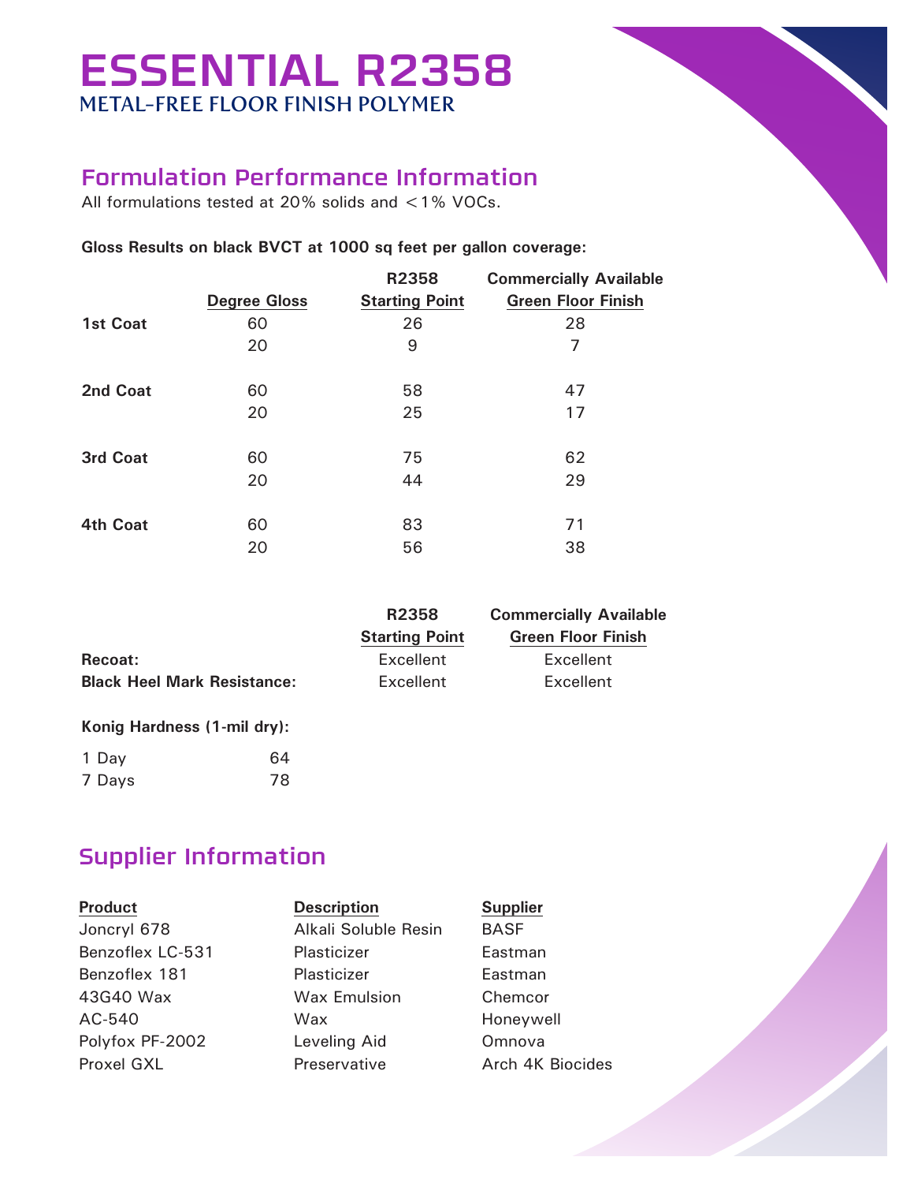# ESSENTIAL R2358

## METAL-FREE FLOOR FINISH POLYMER

## Formulation Performance Information

All formulations tested at 20% solids and <1% VOCs.

**Gloss Results on black BVCT at 1000 sq feet per gallon coverage:**

| | Degree Gloss | R2358 Starting Point | Commercially Available Green Floor Finish |
|---|---|---|---|
| **1st Coat** | 60 | 26 | 28 |
| | 20 | 9 | 7 |
| **2nd Coat** | 60 | 58 | 47 |
| | 20 | 25 | 17 |
| **3rd Coat** | 60 | 75 | 62 |
| | 20 | 44 | 29 |
| **4th Coat** | 60 | 83 | 71 |
| | 20 | 56 | 38 |

| | R2358 Starting Point | Commercially Available Green Floor Finish |
|---|---|---|
| **Recoat:** | Excellent | Excellent |
| **Black Heel Mark Resistance:** | Excellent | Excellent |

**Konig Hardness (1-mil dry):**

| | |
|---|---|
| 1 Day | 64 |
| 7 Days | 78 |

## Supplier Information

| Product | Description | Supplier |
|---|---|---|
| Joncryl 678 | Alkali Soluble Resin | BASF |
| Benzoflex LC-531 | Plasticizer | Eastman |
| Benzoflex 181 | Plasticizer | Eastman |
| 43G40 Wax | Wax Emulsion | Chemcor |
| AC-540 | Wax | Honeywell |
| Polyfox PF-2002 | Leveling Aid | Omnova |
| Proxel GXL | Preservative | Arch 4K Biocides |